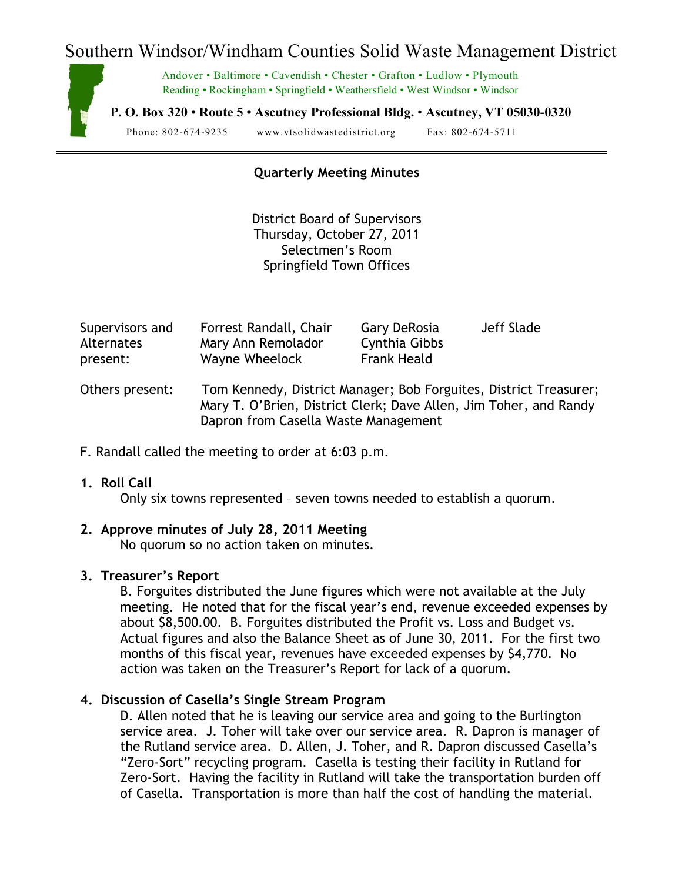# Southern Windsor/Windham Counties Solid Waste Management District

Andover • Baltimore • Cavendish • Chester • Grafton • Ludlow • Plymouth
Reading • Rockingham • Springfield • Weathersfield • West Windsor • Windsor

**P. O. Box 320 • Route 5 • Ascutney Professional Bldg. • Ascutney, VT 05030-0320**

Phone: 802-674-9235 www.vtsolidwastedistrict.org Fax: 802-674-5711

---

**Quarterly Meeting Minutes**

District Board of Supervisors
Thursday, October 27, 2011
Selectmen's Room
Springfield Town Offices

| Supervisors and Alternates present: | Forrest Randall, Chair | Gary DeRosia | Jeff Slade |
|---|---|---|---|
| | Mary Ann Remolador | Cynthia Gibbs | |
| | Wayne Wheelock | Frank Heald | |

Others present: Tom Kennedy, District Manager; Bob Forguites, District Treasurer; Mary T. O'Brien, District Clerk; Dave Allen, Jim Toher, and Randy Dapron from Casella Waste Management

F. Randall called the meeting to order at 6:03 p.m.

1. **Roll Call**

   Only six towns represented – seven towns needed to establish a quorum.

2. **Approve minutes of July 28, 2011 Meeting**

   No quorum so no action taken on minutes.

3. **Treasurer's Report**

   B. Forguites distributed the June figures which were not available at the July meeting. He noted that for the fiscal year's end, revenue exceeded expenses by about $8,500.00. B. Forguites distributed the Profit vs. Loss and Budget vs. Actual figures and also the Balance Sheet as of June 30, 2011. For the first two months of this fiscal year, revenues have exceeded expenses by $4,770. No action was taken on the Treasurer's Report for lack of a quorum.

4. **Discussion of Casella's Single Stream Program**

   D. Allen noted that he is leaving our service area and going to the Burlington service area. J. Toher will take over our service area. R. Dapron is manager of the Rutland service area. D. Allen, J. Toher, and R. Dapron discussed Casella's "Zero-Sort" recycling program. Casella is testing their facility in Rutland for Zero-Sort. Having the facility in Rutland will take the transportation burden off of Casella. Transportation is more than half the cost of handling the material.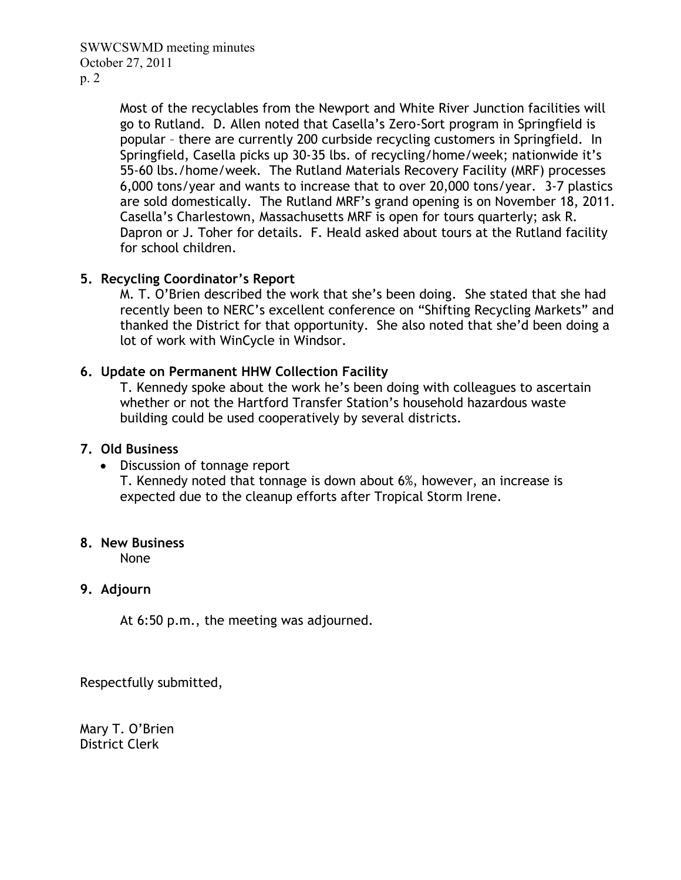Most of the recyclables from the Newport and White River Junction facilities will go to Rutland. D. Allen noted that Casella's Zero-Sort program in Springfield is popular – there are currently 200 curbside recycling customers in Springfield. In Springfield, Casella picks up 30-35 lbs. of recycling/home/week; nationwide it's 55-60 lbs./home/week. The Rutland Materials Recovery Facility (MRF) processes 6,000 tons/year and wants to increase that to over 20,000 tons/year. 3-7 plastics are sold domestically. The Rutland MRF's grand opening is on November 18, 2011. Casella's Charlestown, Massachusetts MRF is open for tours quarterly; ask R. Dapron or J. Toher for details. F. Heald asked about tours at the Rutland facility for school children.

5. **Recycling Coordinator's Report**

   M. T. O'Brien described the work that she's been doing. She stated that she had recently been to NERC's excellent conference on "Shifting Recycling Markets" and thanked the District for that opportunity. She also noted that she'd been doing a lot of work with WinCycle in Windsor.

6. **Update on Permanent HHW Collection Facility**

   T. Kennedy spoke about the work he's been doing with colleagues to ascertain whether or not the Hartford Transfer Station's household hazardous waste building could be used cooperatively by several districts.

7. **Old Business**
   - Discussion of tonnage report

     T. Kennedy noted that tonnage is down about 6%, however, an increase is expected due to the cleanup efforts after Tropical Storm Irene.

8. **New Business**

   None

9. **Adjourn**

   At 6:50 p.m., the meeting was adjourned.

Respectfully submitted,

Mary T. O'Brien
District Clerk